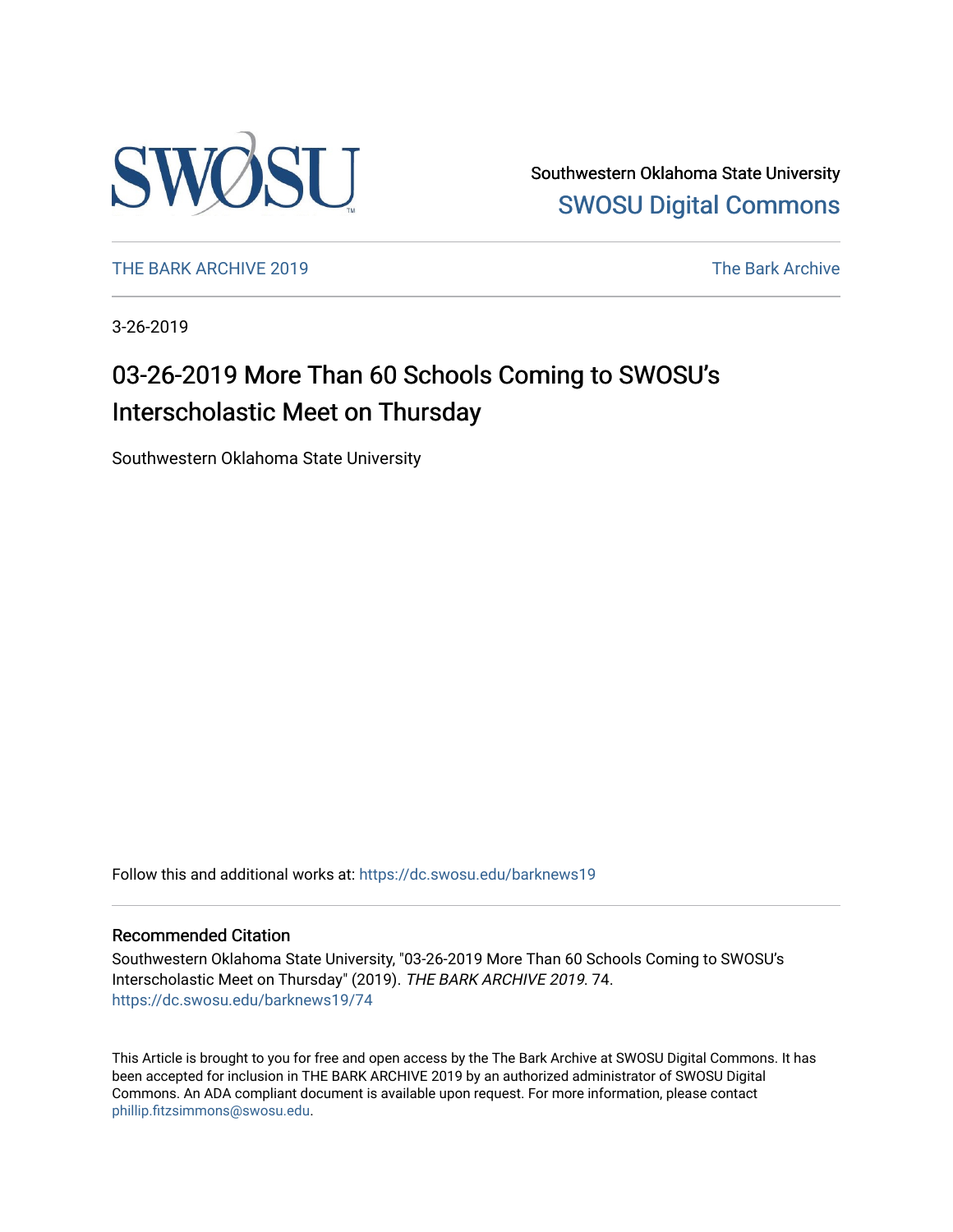Southwestern Oklahoma State University
SWOSU Digital Commons

THE BARK ARCHIVE 2019 The Bark Archive

3-26-2019

# 03-26-2019 More Than 60 Schools Coming to SWOSU's Interscholastic Meet on Thursday

Southwestern Oklahoma State University

Follow this and additional works at: https://dc.swosu.edu/barknews19

## Recommended Citation

Southwestern Oklahoma State University, "03-26-2019 More Than 60 Schools Coming to SWOSU's Interscholastic Meet on Thursday" (2019). *THE BARK ARCHIVE 2019*. 74.
https://dc.swosu.edu/barknews19/74

This Article is brought to you for free and open access by the The Bark Archive at SWOSU Digital Commons. It has been accepted for inclusion in THE BARK ARCHIVE 2019 by an authorized administrator of SWOSU Digital Commons. An ADA compliant document is available upon request. For more information, please contact phillip.fitzsimmons@swosu.edu.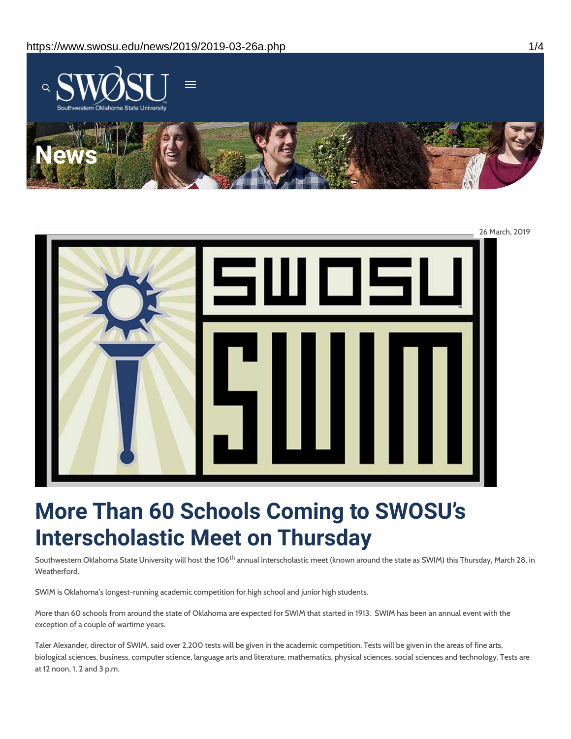26 March, 2019

# More Than 60 Schools Coming to SWOSU's Interscholastic Meet on Thursday

Southwestern Oklahoma State University will host the 106th annual interscholastic meet (known around the state as SWIM) this Thursday, March 28, in Weatherford.

SWIM is Oklahoma's longest-running academic competition for high school and junior high students.

More than 60 schools from around the state of Oklahoma are expected for SWIM that started in 1913. SWIM has been an annual event with the exception of a couple of wartime years.

Taler Alexander, director of SWIM, said over 2,200 tests will be given in the academic competition. Tests will be given in the areas of fine arts, biological sciences, business, computer science, language arts and literature, mathematics, physical sciences, social sciences and technology. Tests are at 12 noon, 1, 2 and 3 p.m.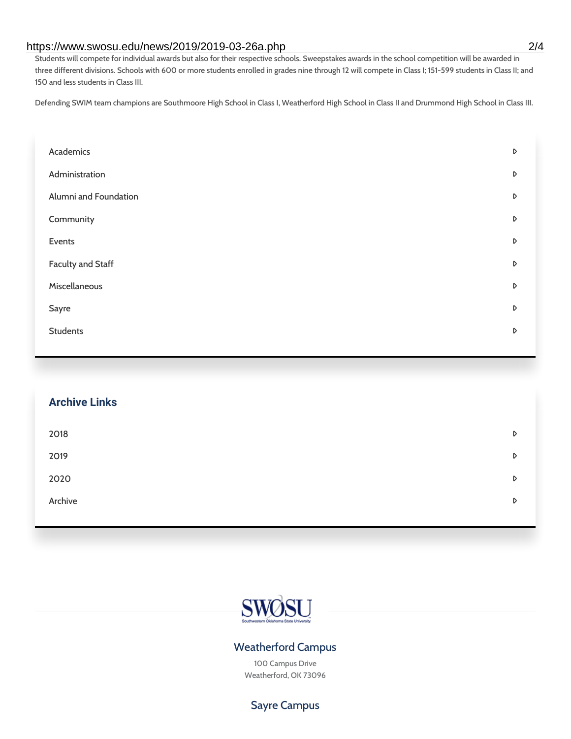Students will compete for individual awards but also for their respective schools. Sweepstakes awards in the school competition will be awarded in three different divisions. Schools with 600 or more students enrolled in grades nine through 12 will compete in Class I; 151-599 students in Class II; and 150 and less students in Class III.

Defending SWIM team champions are Southmoore High School in Class I, Weatherford High School in Class II and Drummond High School in Class III.

- Academics
- Administration
- Alumni and Foundation
- Community
- Events
- Faculty and Staff
- Miscellaneous
- Sayre
- Students

## Archive Links

- 2018
- 2019
- 2020
- Archive

SWOSU
Southwestern Oklahoma State University

### Weatherford Campus

100 Campus Drive
Weatherford, OK 73096

### Sayre Campus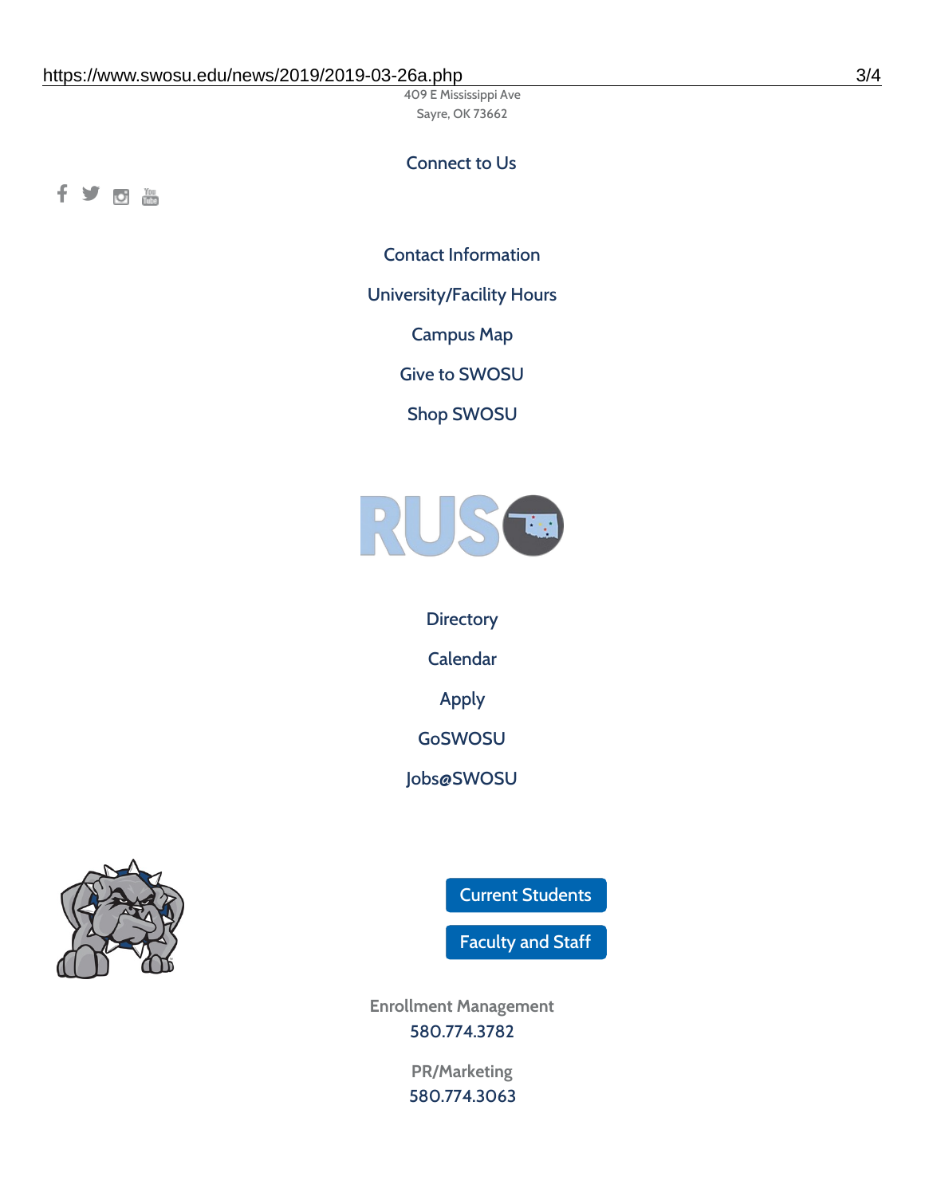409 E Mississippi Ave

Sayre, OK 73662

Connect to Us

Contact Information

University/Facility Hours

Campus Map

Give to SWOSU

Shop SWOSU

Directory

Calendar

Apply

GoSWOSU

Jobs@SWOSU

Current Students

Faculty and Staff

Enrollment Management

580.774.3782

PR/Marketing

580.774.3063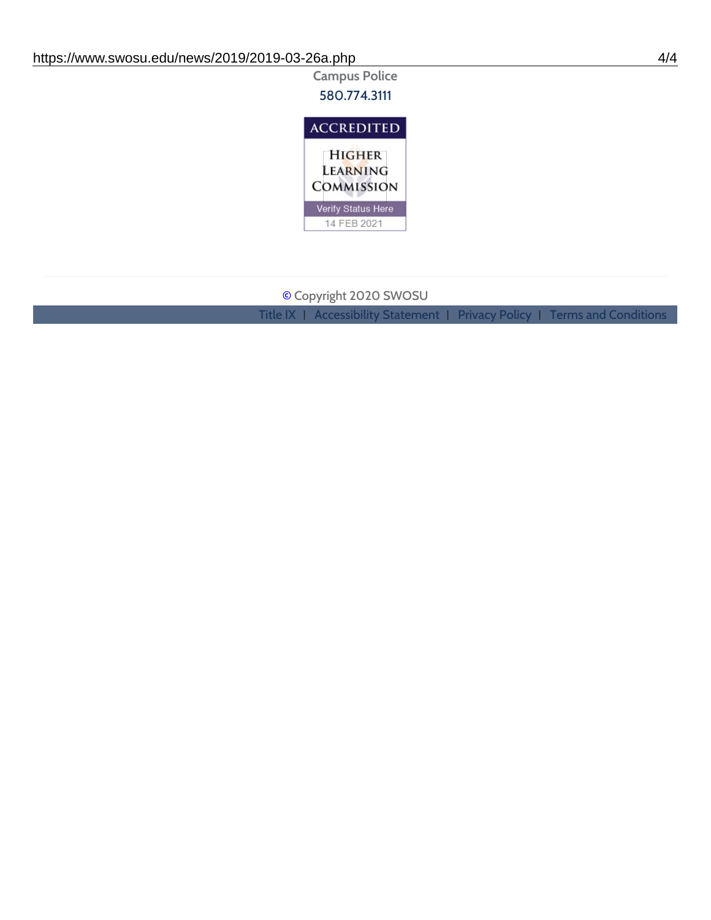Campus Police

580.774.3111

ACCREDITED

HIGHER LEARNING COMMISSION

Verify Status Here

14 FEB 2021

© Copyright 2020 SWOSU

Title IX | Accessibility Statement | Privacy Policy | Terms and Conditions